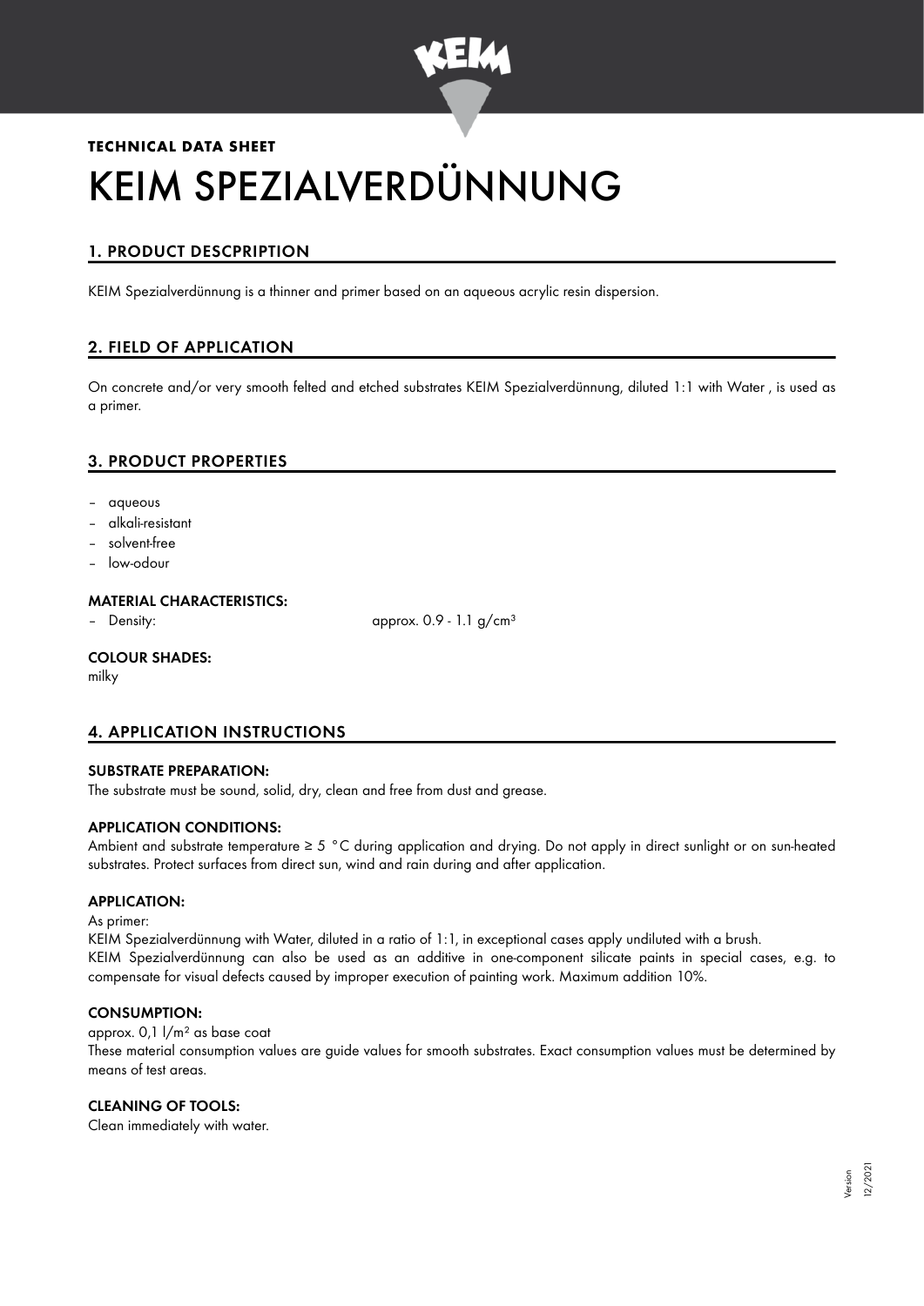**TECHNICAL DATA SHEET**

# KEIM SPEZIALVERDÜNNUNG

## 1. PRODUCT DESCPRIPTION

KEIM Spezialverdünnung is a thinner and primer based on an aqueous acrylic resin dispersion.

## 2. FIELD OF APPLICATION

On concrete and/or very smooth felted and etched substrates KEIM Spezialverdünnung, diluted 1:1 with Water , is used as a primer.

## 3. PRODUCT PROPERTIES

- aqueous
- alkali-resistant
- solvent-free
- low-odour

### MATERIAL CHARACTERISTICS:

- Density: approx. 0.9 - 1.1 g/cm³

### COLOUR SHADES:

milky

## 4. APPLICATION INSTRUCTIONS

### SUBSTRATE PREPARATION:

The substrate must be sound, solid, dry, clean and free from dust and grease.

### APPLICATION CONDITIONS:

Ambient and substrate temperature ≥ 5 °C during application and drying. Do not apply in direct sunlight or on sun-heated substrates. Protect surfaces from direct sun, wind and rain during and after application.

### APPLICATION:

As primer:
KEIM Spezialverdünnung with Water, diluted in a ratio of 1:1, in exceptional cases apply undiluted with a brush.
KEIM Spezialverdünnung can also be used as an additive in one-component silicate paints in special cases, e.g. to compensate for visual defects caused by improper execution of painting work. Maximum addition 10%.

### CONSUMPTION:

approx. 0,1 l/m² as base coat
These material consumption values are guide values for smooth substrates. Exact consumption values must be determined by means of test areas.

### CLEANING OF TOOLS:

Clean immediately with water.

Version 12/2021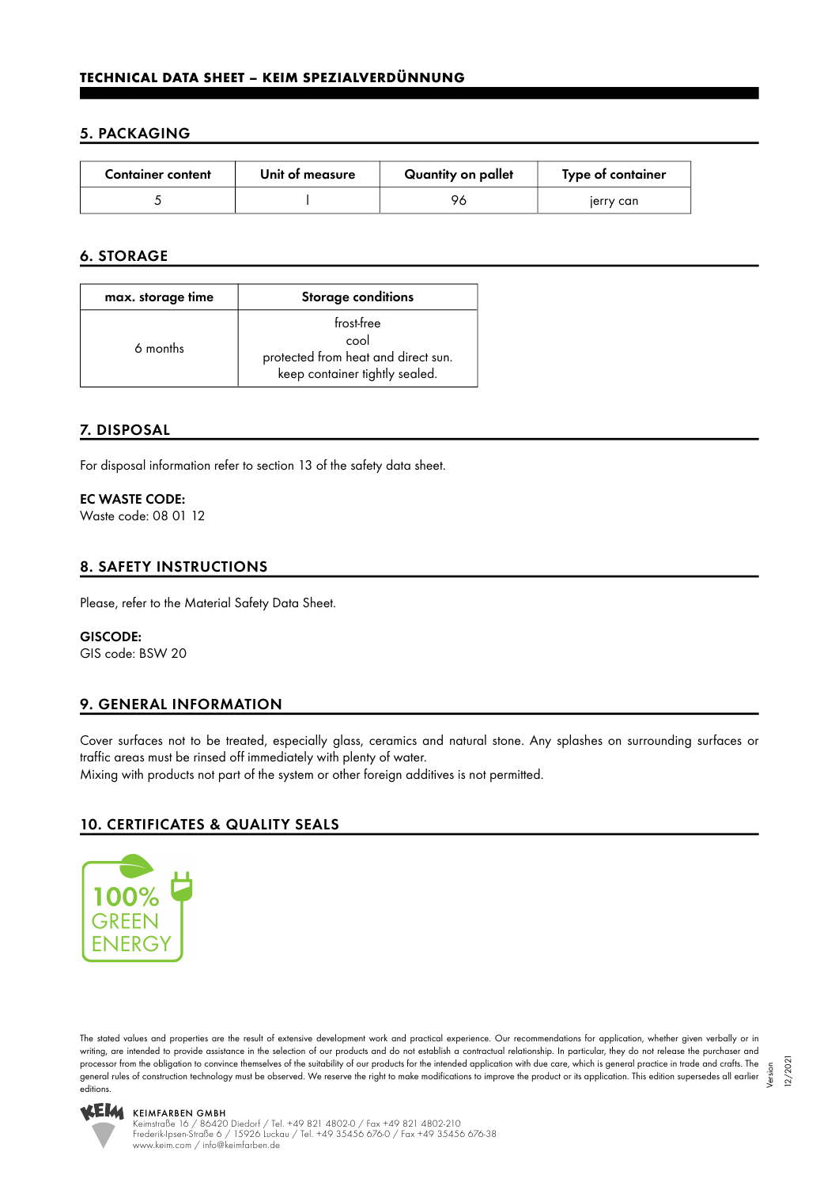## 5. PACKAGING

| Container content | Unit of measure | Quantity on pallet | Type of container |
| --- | --- | --- | --- |
| 5 | l | 96 | jerry can |

## 6. STORAGE

| max. storage time | Storage conditions |
| --- | --- |
| 6 months | frost-free<br>cool<br>protected from heat and direct sun.<br>keep container tightly sealed. |

## 7. DISPOSAL

For disposal information refer to section 13 of the safety data sheet.

**EC WASTE CODE:**
Waste code: 08 01 12

## 8. SAFETY INSTRUCTIONS

Please, refer to the Material Safety Data Sheet.

**GISCODE:**
GIS code: BSW 20

## 9. GENERAL INFORMATION

Cover surfaces not to be treated, especially glass, ceramics and natural stone. Any splashes on surrounding surfaces or traffic areas must be rinsed off immediately with plenty of water.
Mixing with products not part of the system or other foreign additives is not permitted.

## 10. CERTIFICATES & QUALITY SEALS

100% GREEN ENERGY

The stated values and properties are the result of extensive development work and practical experience. Our recommendations for application, whether given verbally or in writing, are intended to provide assistance in the selection of our products and do not establish a contractual relationship. In particular, they do not release the purchaser and processor from the obligation to convince themselves of the suitability of our products for the intended application with due care, which is general practice in trade and crafts. The general rules of construction technology must be observed. We reserve the right to make modifications to improve the product or its application. This edition supersedes all earlier editions.

Version 12/2021

**KEIMFARBEN GMBH**
Keimstraße 16 / 86420 Diedorf / Tel. +49 821 4802-0 / Fax +49 821 4802-210
Frederik-Ipsen-Straße 6 / 15926 Luckau / Tel. +49 35456 676-0 / Fax +49 35456 676-38
www.keim.com / info@keimfarben.de